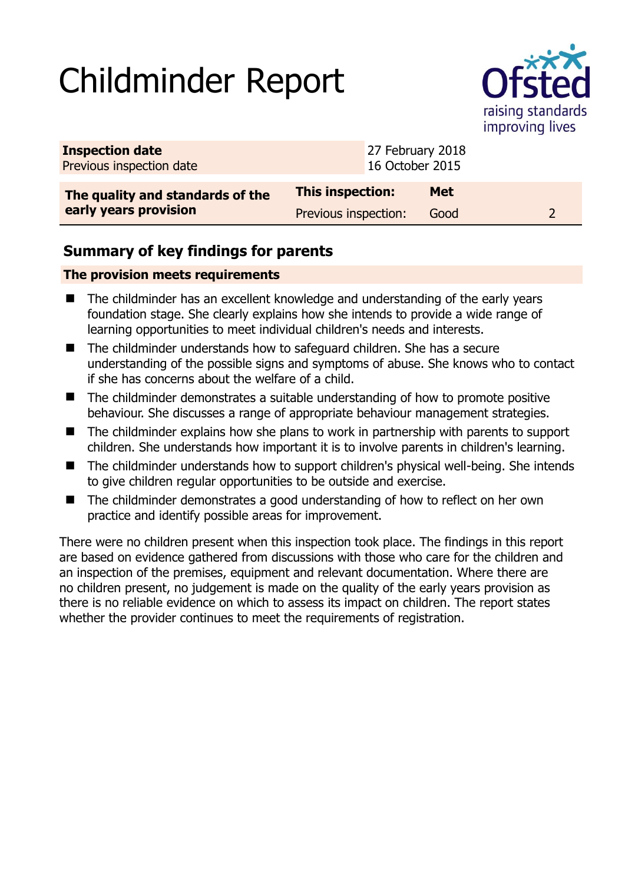# Childminder Report

| **Inspection date** | 27 February 2018 | | |
|---|---|---|---|
| Previous inspection date | 16 October 2015 | | |

| **The quality and standards of the early years provision** | **This inspection:** | **Met** | |
|---|---|---|---|
| | Previous inspection: | Good | 2 |

## Summary of key findings for parents

**The provision meets requirements**

- The childminder has an excellent knowledge and understanding of the early years foundation stage. She clearly explains how she intends to provide a wide range of learning opportunities to meet individual children's needs and interests.
- The childminder understands how to safeguard children. She has a secure understanding of the possible signs and symptoms of abuse. She knows who to contact if she has concerns about the welfare of a child.
- The childminder demonstrates a suitable understanding of how to promote positive behaviour. She discusses a range of appropriate behaviour management strategies.
- The childminder explains how she plans to work in partnership with parents to support children. She understands how important it is to involve parents in children's learning.
- The childminder understands how to support children's physical well-being. She intends to give children regular opportunities to be outside and exercise.
- The childminder demonstrates a good understanding of how to reflect on her own practice and identify possible areas for improvement.

There were no children present when this inspection took place. The findings in this report are based on evidence gathered from discussions with those who care for the children and an inspection of the premises, equipment and relevant documentation. Where there are no children present, no judgement is made on the quality of the early years provision as there is no reliable evidence on which to assess its impact on children. The report states whether the provider continues to meet the requirements of registration.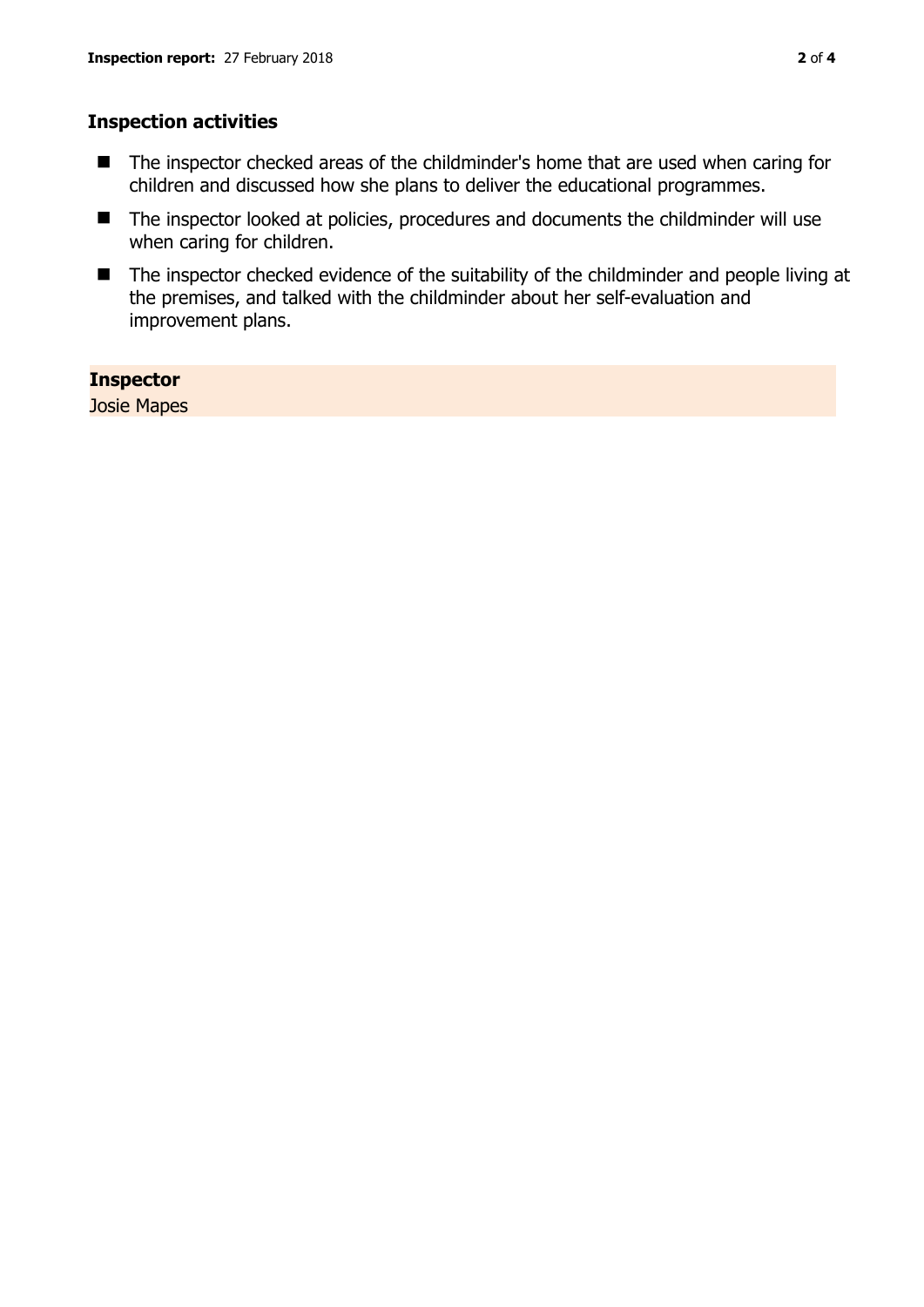## Inspection activities

- The inspector checked areas of the childminder's home that are used when caring for children and discussed how she plans to deliver the educational programmes.
- The inspector looked at policies, procedures and documents the childminder will use when caring for children.
- The inspector checked evidence of the suitability of the childminder and people living at the premises, and talked with the childminder about her self-evaluation and improvement plans.

**Inspector**
Josie Mapes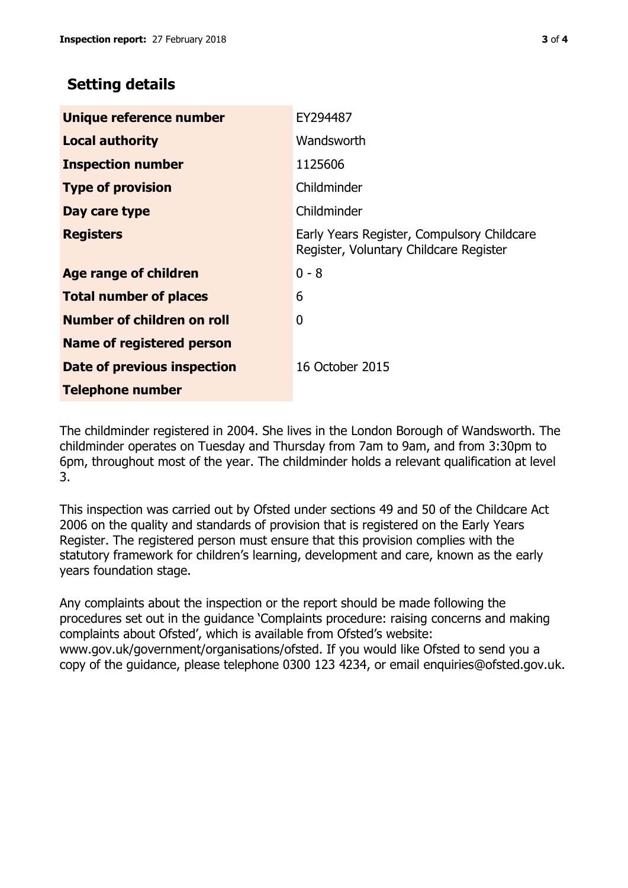## Setting details

| | |
|---|---|
| **Unique reference number** | EY294487 |
| **Local authority** | Wandsworth |
| **Inspection number** | 1125606 |
| **Type of provision** | Childminder |
| **Day care type** | Childminder |
| **Registers** | Early Years Register, Compulsory Childcare Register, Voluntary Childcare Register |
| **Age range of children** | 0 - 8 |
| **Total number of places** | 6 |
| **Number of children on roll** | 0 |
| **Name of registered person** | |
| **Date of previous inspection** | 16 October 2015 |
| **Telephone number** | |

The childminder registered in 2004. She lives in the London Borough of Wandsworth. The childminder operates on Tuesday and Thursday from 7am to 9am, and from 3:30pm to 6pm, throughout most of the year. The childminder holds a relevant qualification at level 3.

This inspection was carried out by Ofsted under sections 49 and 50 of the Childcare Act 2006 on the quality and standards of provision that is registered on the Early Years Register. The registered person must ensure that this provision complies with the statutory framework for children's learning, development and care, known as the early years foundation stage.

Any complaints about the inspection or the report should be made following the procedures set out in the guidance 'Complaints procedure: raising concerns and making complaints about Ofsted', which is available from Ofsted's website: www.gov.uk/government/organisations/ofsted. If you would like Ofsted to send you a copy of the guidance, please telephone 0300 123 4234, or email enquiries@ofsted.gov.uk.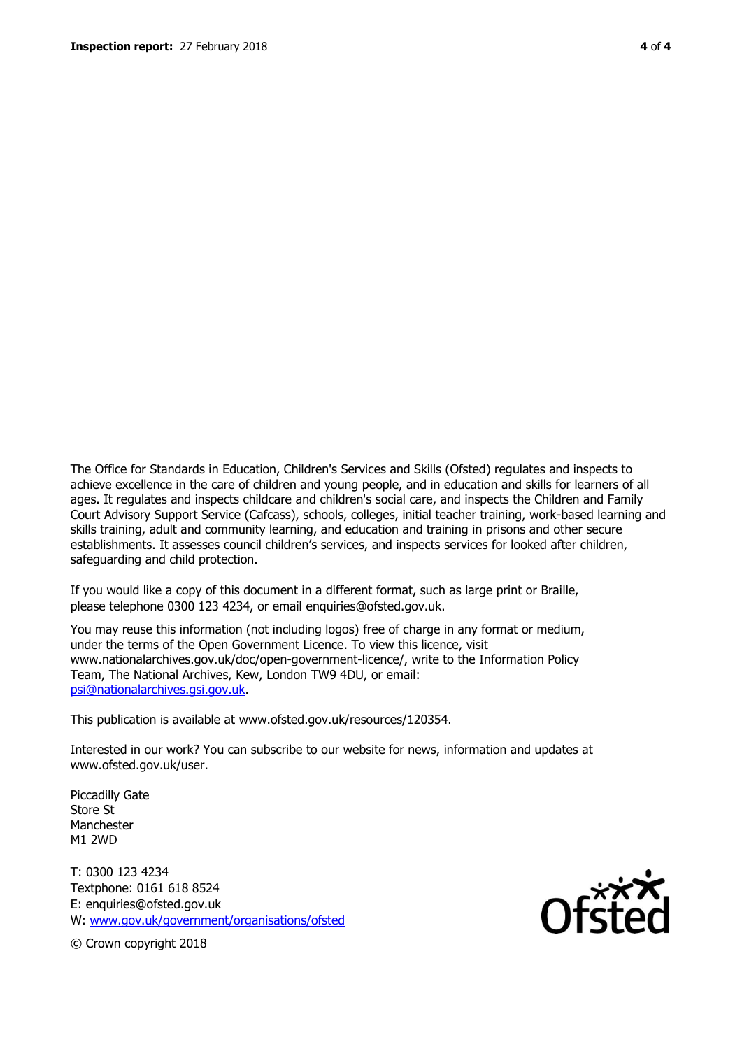The Office for Standards in Education, Children's Services and Skills (Ofsted) regulates and inspects to achieve excellence in the care of children and young people, and in education and skills for learners of all ages. It regulates and inspects childcare and children's social care, and inspects the Children and Family Court Advisory Support Service (Cafcass), schools, colleges, initial teacher training, work-based learning and skills training, adult and community learning, and education and training in prisons and other secure establishments. It assesses council children's services, and inspects services for looked after children, safeguarding and child protection.

If you would like a copy of this document in a different format, such as large print or Braille, please telephone 0300 123 4234, or email enquiries@ofsted.gov.uk.

You may reuse this information (not including logos) free of charge in any format or medium, under the terms of the Open Government Licence. To view this licence, visit www.nationalarchives.gov.uk/doc/open-government-licence/, write to the Information Policy Team, The National Archives, Kew, London TW9 4DU, or email: psi@nationalarchives.gsi.gov.uk.

This publication is available at www.ofsted.gov.uk/resources/120354.

Interested in our work? You can subscribe to our website for news, information and updates at www.ofsted.gov.uk/user.

Piccadilly Gate
Store St
Manchester
M1 2WD

T: 0300 123 4234
Textphone: 0161 618 8524
E: enquiries@ofsted.gov.uk
W: www.gov.uk/government/organisations/ofsted

© Crown copyright 2018